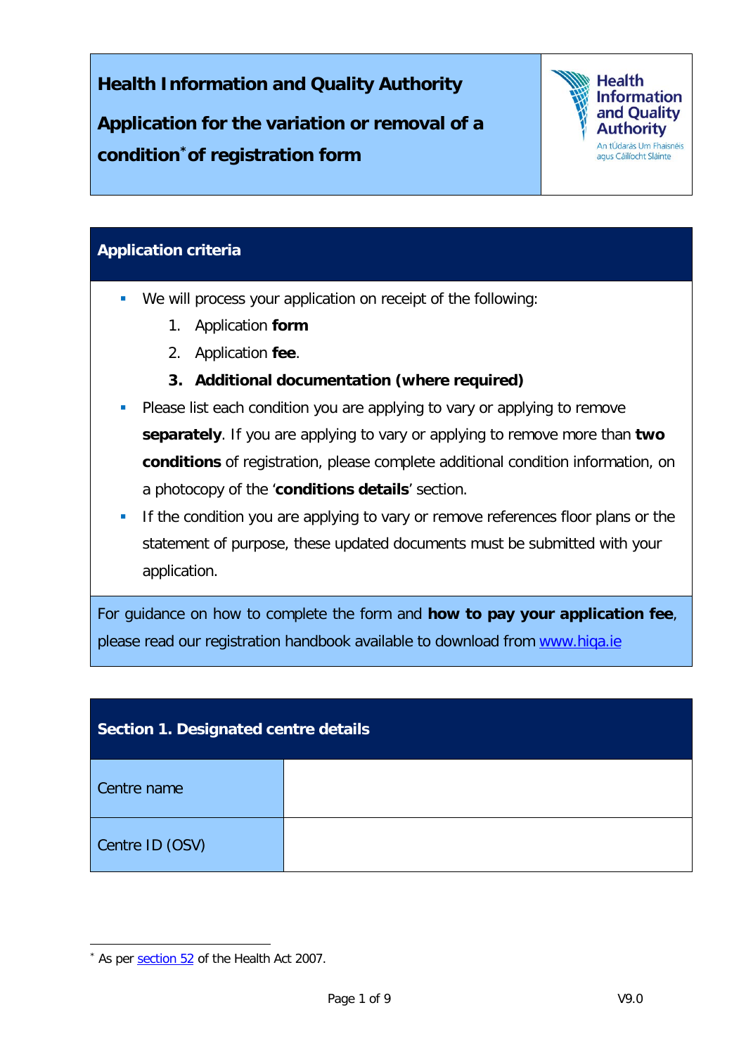# Health Information and Quality Authority

## Application for the variation or removal of a condition[*] of registration form

Health Information and Quality Authority
An tÚdarás Um Fhaisnéis agus Cáilíocht Sláinte

## Application criteria

- We will process your application on receipt of the following:
  1. Application **form**
  2. Application **fee**.
  3. **Additional documentation (where required)**
- Please list each condition you are applying to vary or applying to remove **separately**. If you are applying to vary or applying to remove more than **two conditions** of registration, please complete additional condition information, on a photocopy of the '**conditions details**' section.
- If the condition you are applying to vary or remove references floor plans or the statement of purpose, these updated documents must be submitted with your application.

For guidance on how to complete the form and **how to pay your application fee**, please read our registration handbook available to download from [www.hiqa.ie](www.hiqa.ie)

## Section 1. Designated centre details

| | |
|---|---|
| Centre name | |
| Centre ID (OSV) | |

[*] As per [section 52]() of the Health Act 2007.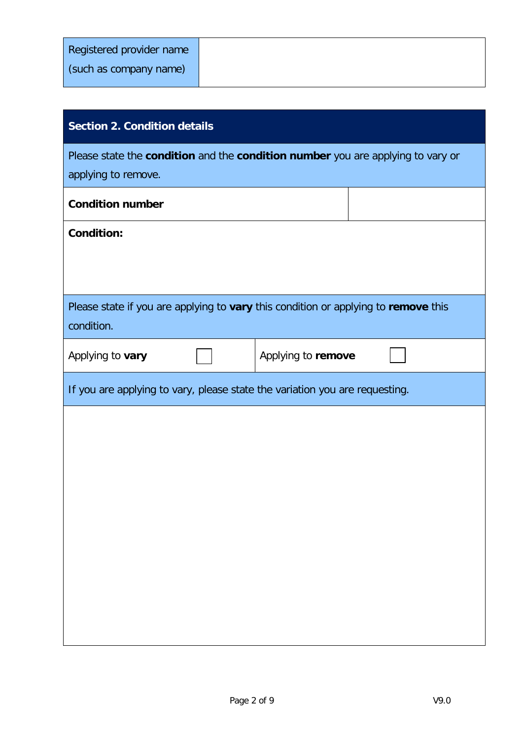| Registered provider name (such as company name) | |
|---|---|

## Section 2. Condition details

Please state the **condition** and the **condition number** you are applying to vary or applying to remove.

| **Condition number** | |
|---|---|

**Condition:**

Please state if you are applying to **vary** this condition or applying to **remove** this condition.

| Applying to **vary** ☐ | Applying to **remove** ☐ |
|---|---|

If you are applying to vary, please state the variation you are requesting.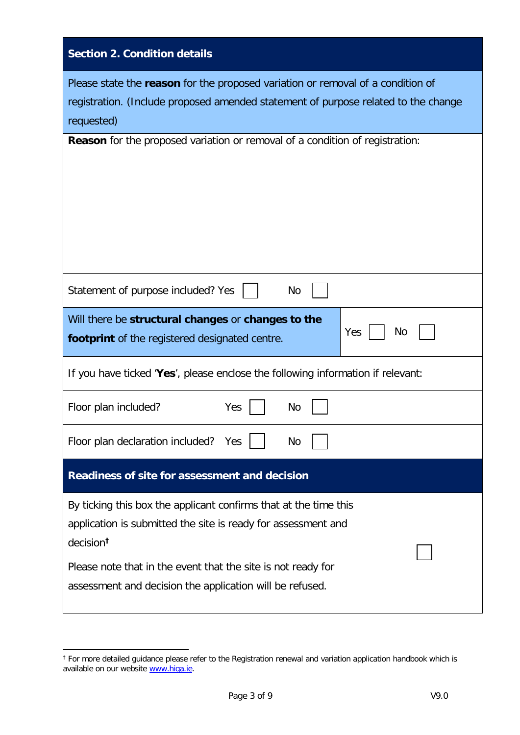## Section 2. Condition details

Please state the **reason** for the proposed variation or removal of a condition of registration. (Include proposed amended statement of purpose related to the change requested)

**Reason** for the proposed variation or removal of a condition of registration:

Statement of purpose included? Yes ☐ No ☐

| Will there be **structural changes** or **changes to the footprint** of the registered designated centre. | Yes ☐ No ☐ |
|---|---|

If you have ticked '**Yes**', please enclose the following information if relevant:

Floor plan included? Yes ☐ No ☐

Floor plan declaration included? Yes ☐ No ☐

## Readiness of site for assessment and decision

By ticking this box the applicant confirms that at the time this application is submitted the site is ready for assessment and decision[†] ☐

Please note that in the event that the site is not ready for assessment and decision the application will be refused.

[†] For more detailed guidance please refer to the Registration renewal and variation application handbook which is available on our website www.hiqa.ie.

V9.0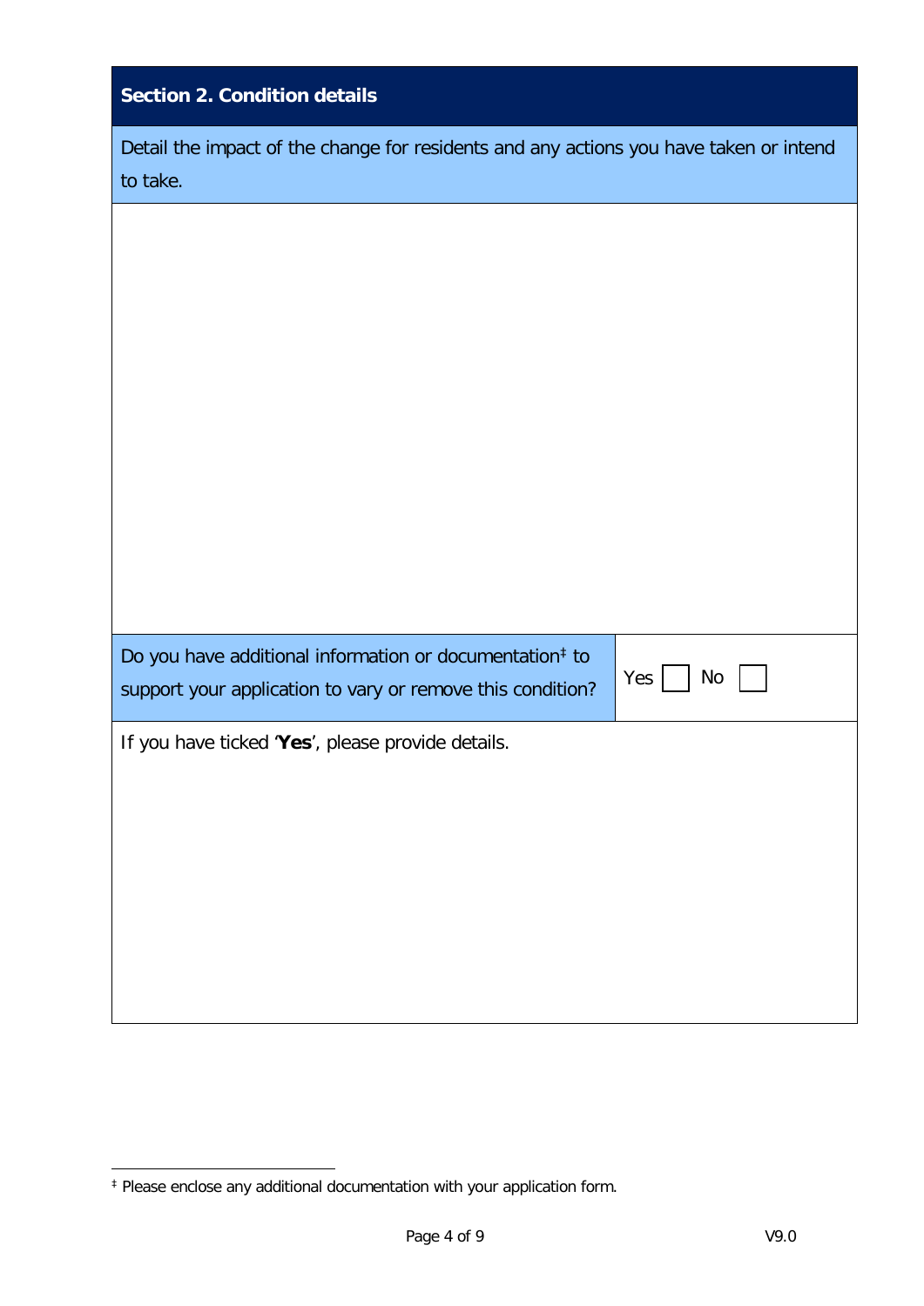## Section 2. Condition details

Detail the impact of the change for residents and any actions you have taken or intend to take.

| | |
|---|---|
| Do you have additional information or documentation[‡] to support your application to vary or remove this condition? | Yes ☐ No ☐ |

If you have ticked '**Yes**', please provide details.

[‡] Please enclose any additional documentation with your application form.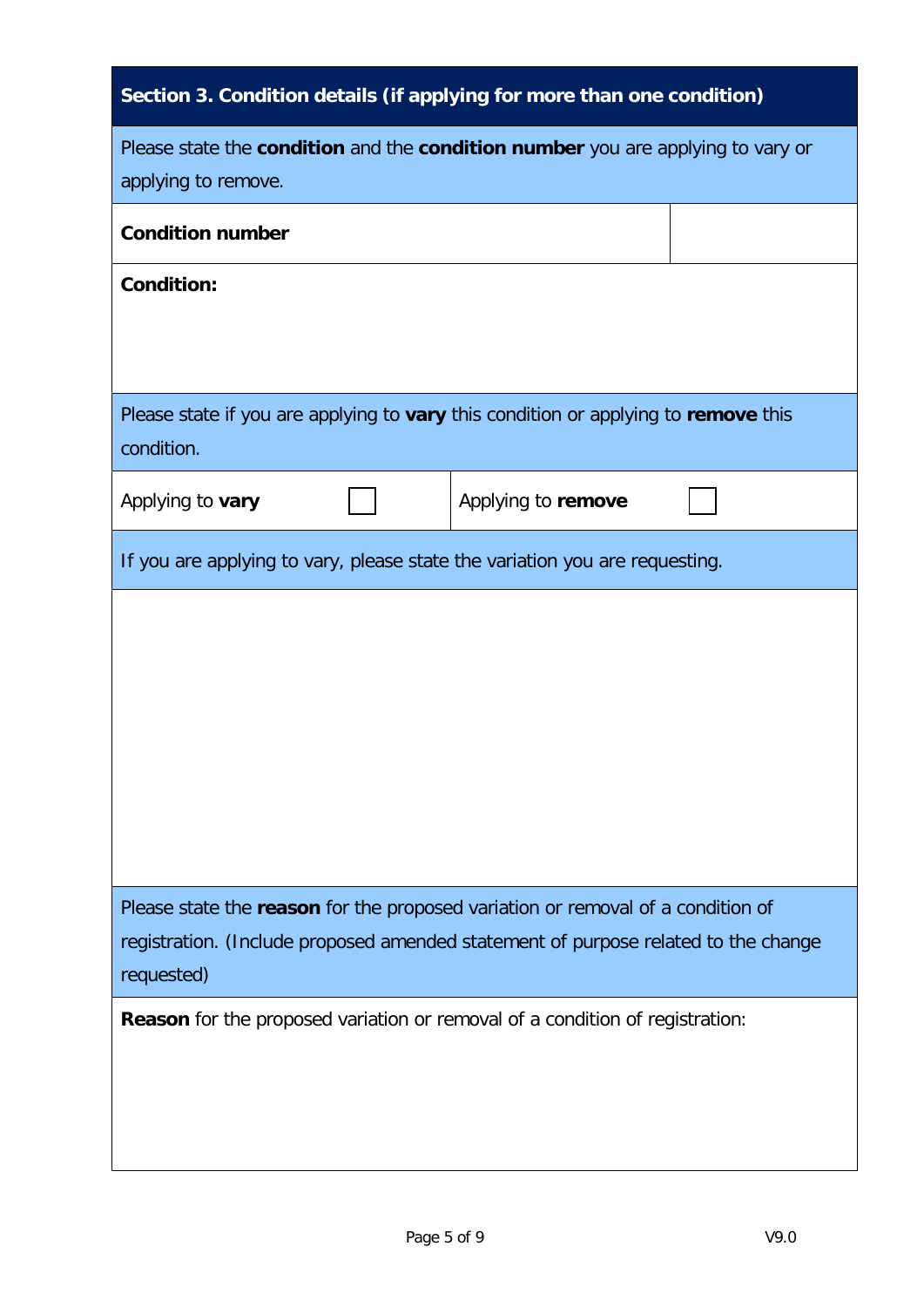## Section 3. Condition details (if applying for more than one condition)

Please state the **condition** and the **condition number** you are applying to vary or applying to remove.

| **Condition number** | |
|---|---|

**Condition:**

Please state if you are applying to **vary** this condition or applying to **remove** this condition.

| Applying to **vary** | ☐ | Applying to **remove** | ☐ |
|---|---|---|---|

If you are applying to vary, please state the variation you are requesting.

Please state the **reason** for the proposed variation or removal of a condition of registration. (Include proposed amended statement of purpose related to the change requested)

**Reason** for the proposed variation or removal of a condition of registration: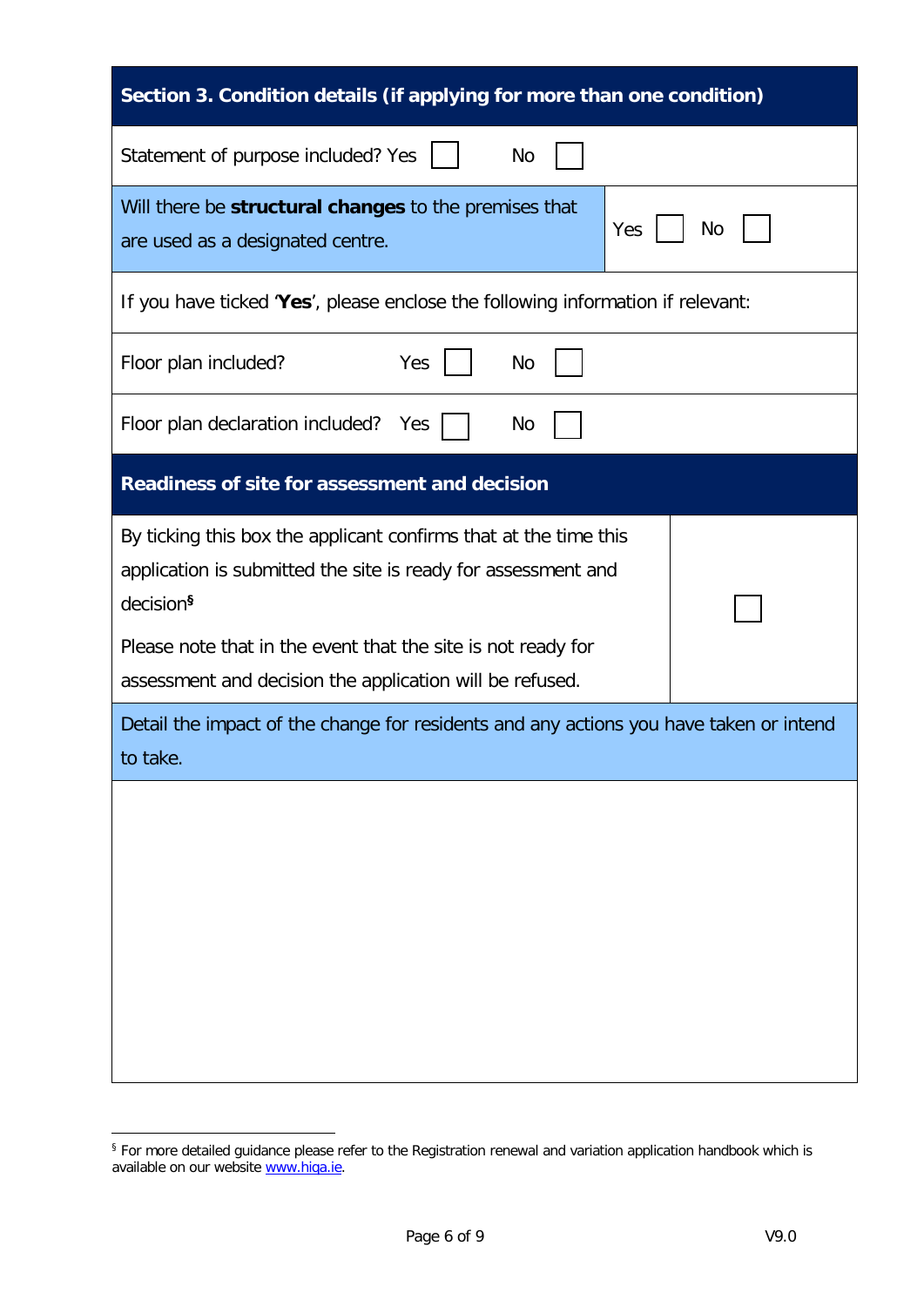| Section 3. Condition details (if applying for more than one condition) | |
|---|---|
| Statement of purpose included? Yes ☐ No ☐ | |
| Will there be **structural changes** to the premises that are used as a designated centre. | Yes ☐ No ☐ |
| If you have ticked '**Yes**', please enclose the following information if relevant: | |
| Floor plan included? Yes ☐ No ☐ | |
| Floor plan declaration included? Yes ☐ No ☐ | |

| Readiness of site for assessment and decision | |
|---|---|
| By ticking this box the applicant confirms that at the time this application is submitted the site is ready for assessment and decision[§]<br><br>Please note that in the event that the site is not ready for assessment and decision the application will be refused. | ☐ |

| Detail the impact of the change for residents and any actions you have taken or intend to take. |
|---|
| |

[§] For more detailed guidance please refer to the Registration renewal and variation application handbook which is available on our website www.hiqa.ie.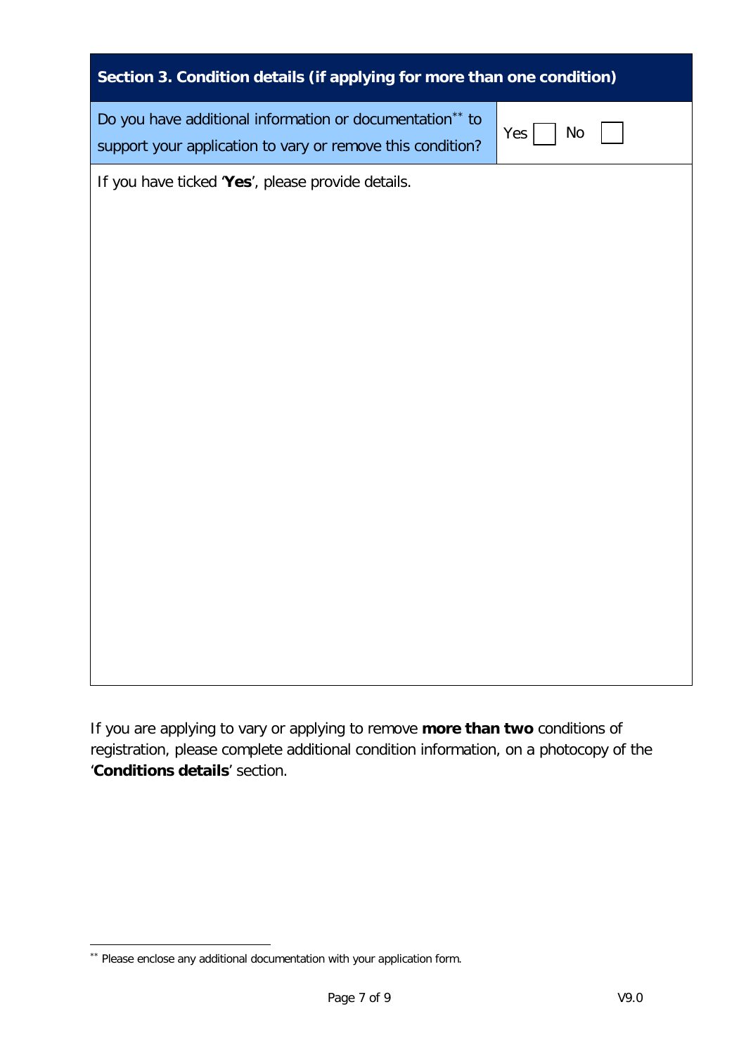| Section 3. Condition details (if applying for more than one condition) | |
|---|---|
| Do you have additional information or documentation[**] to support your application to vary or remove this condition? | Yes ☐ No ☐ |
| If you have ticked '**Yes**', please provide details. | |

If you are applying to vary or applying to remove **more than two** conditions of registration, please complete additional condition information, on a photocopy of the '**Conditions details**' section.

[**] Please enclose any additional documentation with your application form.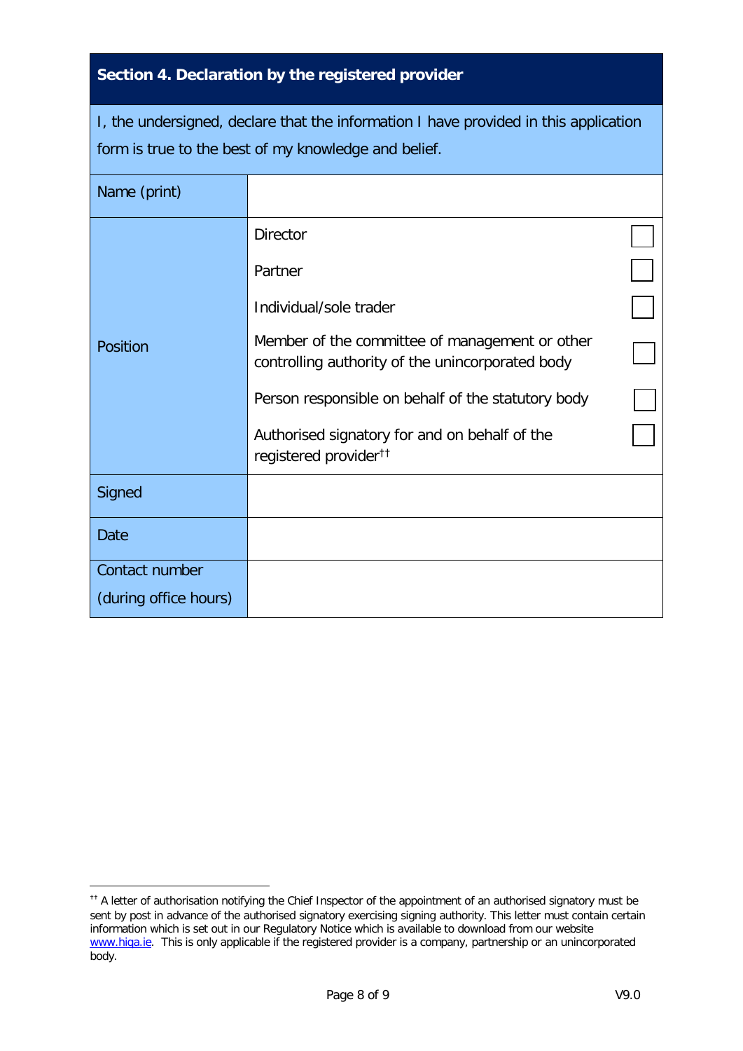## Section 4. Declaration by the registered provider

I, the undersigned, declare that the information I have provided in this application form is true to the best of my knowledge and belief.

| | |
|---|---|
| Name (print) | |
| Position | Director ☐<br>Partner ☐<br>Individual/sole trader ☐<br>Member of the committee of management or other controlling authority of the unincorporated body ☐<br>Person responsible on behalf of the statutory body ☐<br>Authorised signatory for and on behalf of the registered provider[††] ☐ |
| Signed | |
| Date | |
| Contact number (during office hours) | |

[††] A letter of authorisation notifying the Chief Inspector of the appointment of an authorised signatory must be sent by post in advance of the authorised signatory exercising signing authority. This letter must contain certain information which is set out in our Regulatory Notice which is available to download from our website www.hiqa.ie. This is only applicable if the registered provider is a company, partnership or an unincorporated body.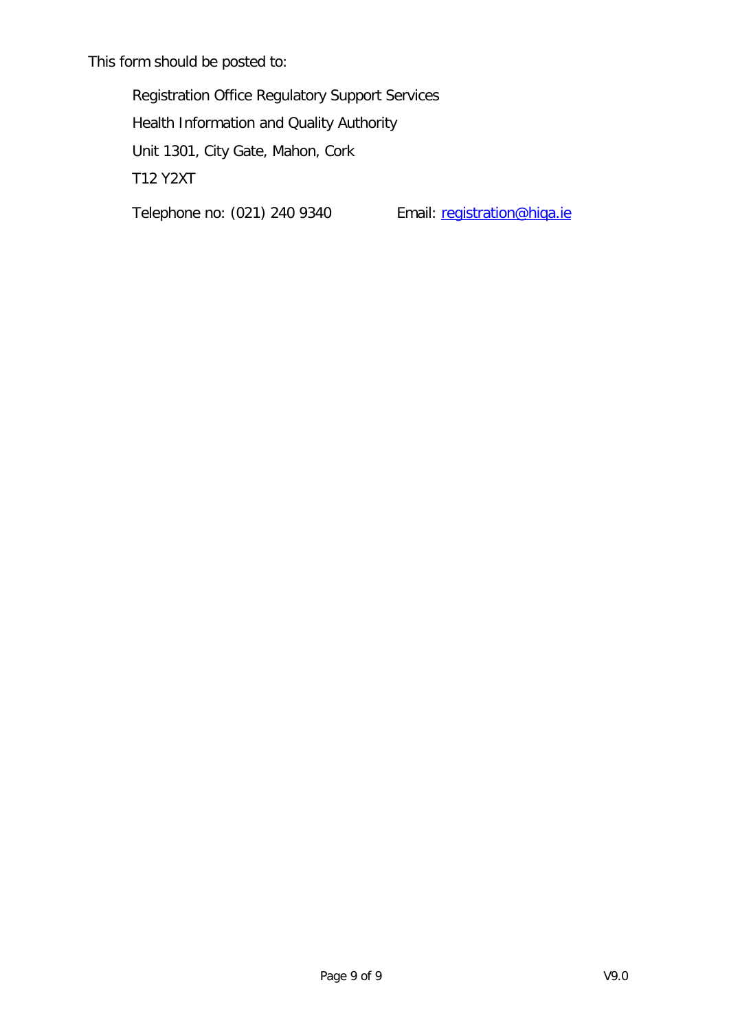This form should be posted to:

Registration Office Regulatory Support Services

Health Information and Quality Authority

Unit 1301, City Gate, Mahon, Cork

T12 Y2XT

Telephone no: (021) 240 9340 Email: registration@hiqa.ie